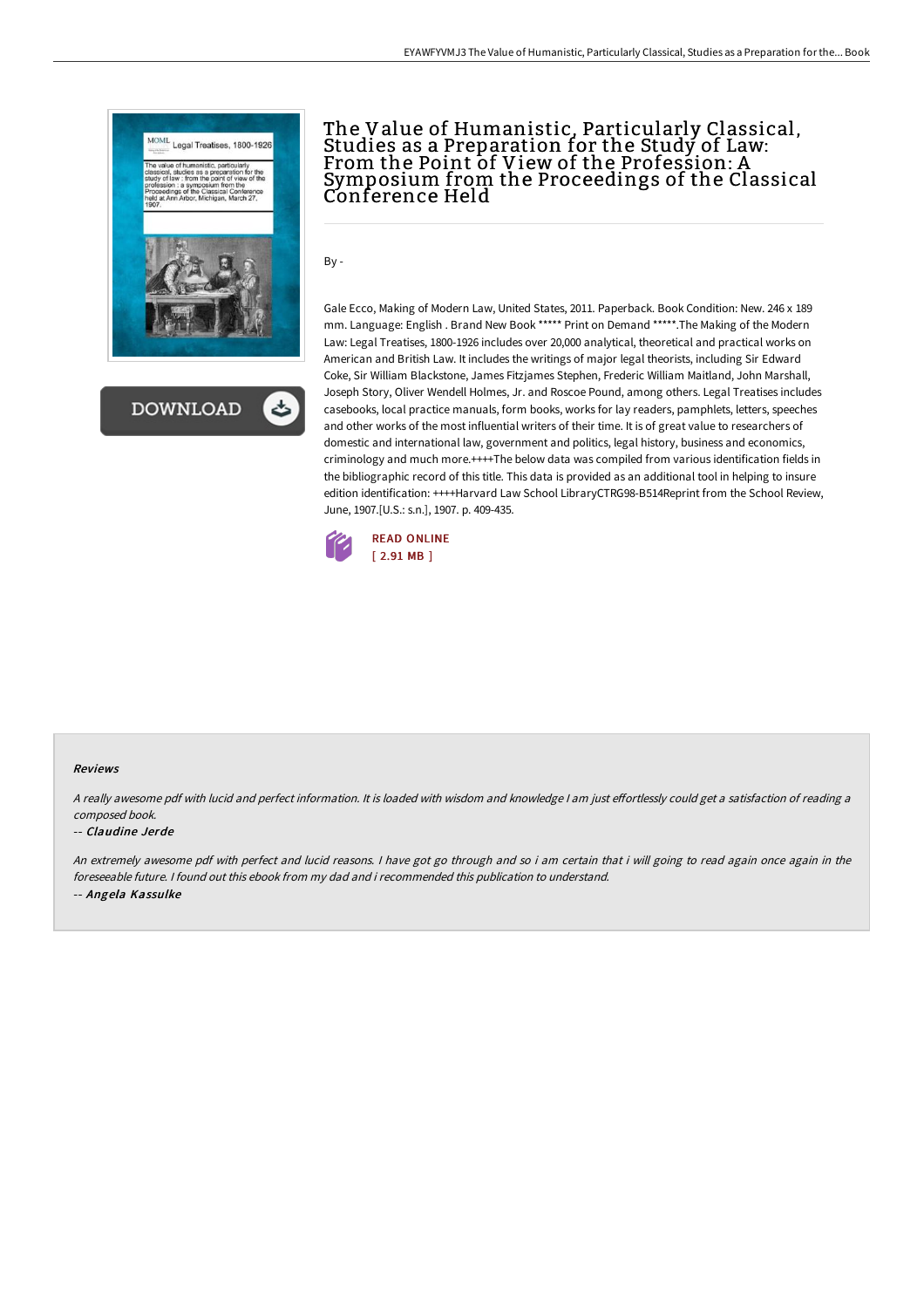# The Value of Humanistic, Particularly Classical, Studies as a Preparation for the Study of Law: From the Point of View of the Profession: A Symposium from the Proceedings of the Classical Conference Held

By -

Gale Ecco, Making of Modern Law, United States, 2011. Paperback. Book Condition: New. 246 x 189 mm. Language: English . Brand New Book ***** Print on Demand *****.The Making of the Modern Law: Legal Treatises, 1800-1926 includes over 20,000 analytical, theoretical and practical works on American and British Law. It includes the writings of major legal theorists, including Sir Edward Coke, Sir William Blackstone, James Fitzjames Stephen, Frederic William Maitland, John Marshall, Joseph Story, Oliver Wendell Holmes, Jr. and Roscoe Pound, among others. Legal Treatises includes casebooks, local practice manuals, form books, works for lay readers, pamphlets, letters, speeches and other works of the most influential writers of their time. It is of great value to researchers of domestic and international law, government and politics, legal history, business and economics, criminology and much more.++++The below data was compiled from various identification fields in the bibliographic record of this title. This data is provided as an additional tool in helping to insure edition identification: ++++Harvard Law School LibraryCTRG98-B514Reprint from the School Review, June, 1907.[U.S.: s.n.], 1907. p. 409-435.

READ ONLINE
[ 2.91 MB ]

#### Reviews

*A really awesome pdf with lucid and perfect information. It is loaded with wisdom and knowledge I am just effortlessly could get a satisfaction of reading a composed book.*

-- *Claudine Jerde*

*An extremely awesome pdf with perfect and lucid reasons. I have got go through and so i am certain that i will going to read again once again in the foreseeable future. I found out this ebook from my dad and i recommended this publication to understand.*

-- *Angela Kassulke*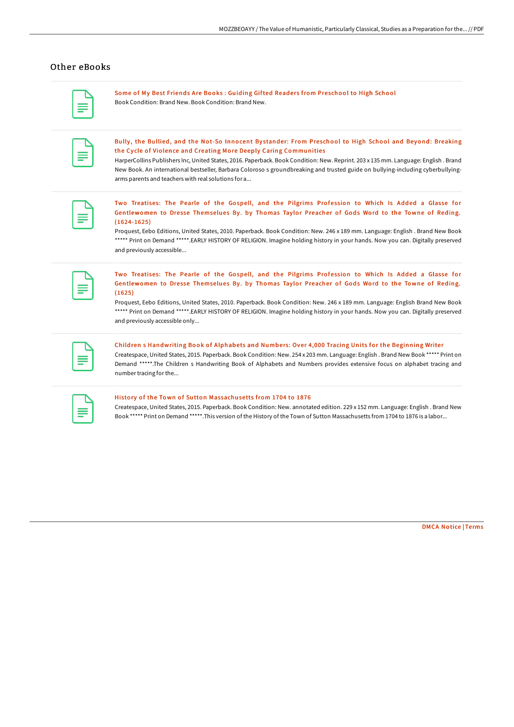## Other eBooks

**Some of My Best Friends Are Books : Guiding Gifted Readers from Preschool to High School**
Book Condition: Brand New. Book Condition: Brand New.

**Bully, the Bullied, and the Not-So Innocent Bystander: From Preschool to High School and Beyond: Breaking the Cycle of Violence and Creating More Deeply Caring Communities**
HarperCollins Publishers Inc, United States, 2016. Paperback. Book Condition: New. Reprint. 203 x 135 mm. Language: English . Brand New Book. An international bestseller, Barbara Coloroso s groundbreaking and trusted guide on bullying-including cyberbullying-arms parents and teachers with real solutions for a...

**Two Treatises: The Pearle of the Gospell, and the Pilgrims Profession to Which Is Added a Glasse for Gentlewomen to Dresse Themselues By. by Thomas Taylor Preacher of Gods Word to the Towne of Reding. (1624-1625)**
Proquest, Eebo Editions, United States, 2010. Paperback. Book Condition: New. 246 x 189 mm. Language: English . Brand New Book ***** Print on Demand *****.EARLY HISTORY OF RELIGION. Imagine holding history in your hands. Now you can. Digitally preserved and previously accessible...

**Two Treatises: The Pearle of the Gospell, and the Pilgrims Profession to Which Is Added a Glasse for Gentlewomen to Dresse Themselues By. by Thomas Taylor Preacher of Gods Word to the Towne of Reding. (1625)**
Proquest, Eebo Editions, United States, 2010. Paperback. Book Condition: New. 246 x 189 mm. Language: English Brand New Book ***** Print on Demand *****.EARLY HISTORY OF RELIGION. Imagine holding history in your hands. Now you can. Digitally preserved and previously accessible only...

**Children s Handwriting Book of Alphabets and Numbers: Over 4,000 Tracing Units for the Beginning Writer**
Createspace, United States, 2015. Paperback. Book Condition: New. 254 x 203 mm. Language: English . Brand New Book ***** Print on Demand *****.The Children s Handwriting Book of Alphabets and Numbers provides extensive focus on alphabet tracing and number tracing for the...

**History of the Town of Sutton Massachusetts from 1704 to 1876**
Createspace, United States, 2015. Paperback. Book Condition: New. annotated edition. 229 x 152 mm. Language: English . Brand New Book ***** Print on Demand *****.This version of the History of the Town of Sutton Massachusetts from 1704 to 1876 is a labor...

DMCA Notice | Terms